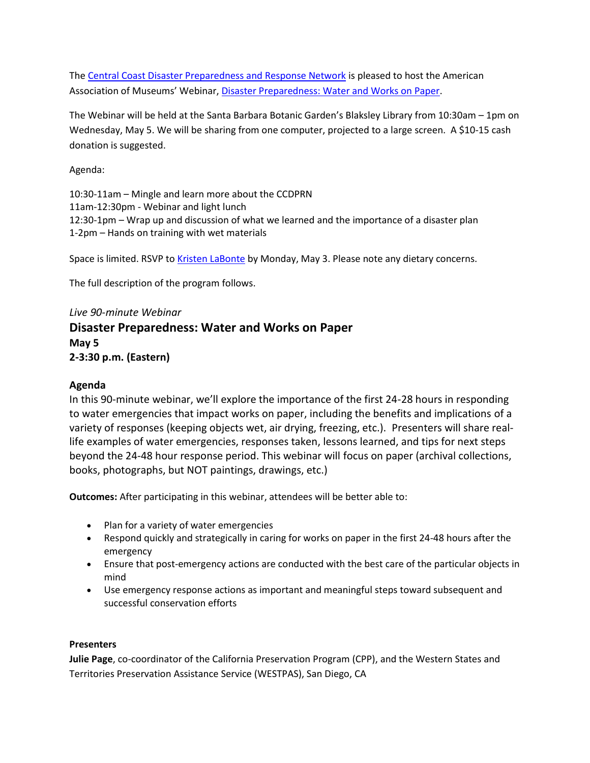The Central Coast Disaster Preparedness and Response Network is pleased to host the American Association of Museums' Webinar, Disaster Preparedness: Water and Works on Paper.

The Webinar will be held at the Santa Barbara Botanic Garden's Blaksley Library from 10:30am – 1pm on Wednesday, May 5. We will be sharing from one computer, projected to a large screen. A $10-15 cash donation is suggested.

Agenda:

10:30-11am – Mingle and learn more about the CCDPRN
11am-12:30pm - Webinar and light lunch
12:30-1pm – Wrap up and discussion of what we learned and the importance of a disaster plan
1-2pm – Hands on training with wet materials

Space is limited. RSVP to Kristen LaBonte by Monday, May 3. Please note any dietary concerns.

The full description of the program follows.

*Live 90-minute Webinar*

## Disaster Preparedness: Water and Works on Paper

**May 5**
**2-3:30 p.m. (Eastern)**

### Agenda

In this 90-minute webinar, we'll explore the importance of the first 24-28 hours in responding to water emergencies that impact works on paper, including the benefits and implications of a variety of responses (keeping objects wet, air drying, freezing, etc.). Presenters will share real-life examples of water emergencies, responses taken, lessons learned, and tips for next steps beyond the 24-48 hour response period. This webinar will focus on paper (archival collections, books, photographs, but NOT paintings, drawings, etc.)

**Outcomes:** After participating in this webinar, attendees will be better able to:

- Plan for a variety of water emergencies
- Respond quickly and strategically in caring for works on paper in the first 24-48 hours after the emergency
- Ensure that post-emergency actions are conducted with the best care of the particular objects in mind
- Use emergency response actions as important and meaningful steps toward subsequent and successful conservation efforts

**Presenters**

**Julie Page**, co-coordinator of the California Preservation Program (CPP), and the Western States and Territories Preservation Assistance Service (WESTPAS), San Diego, CA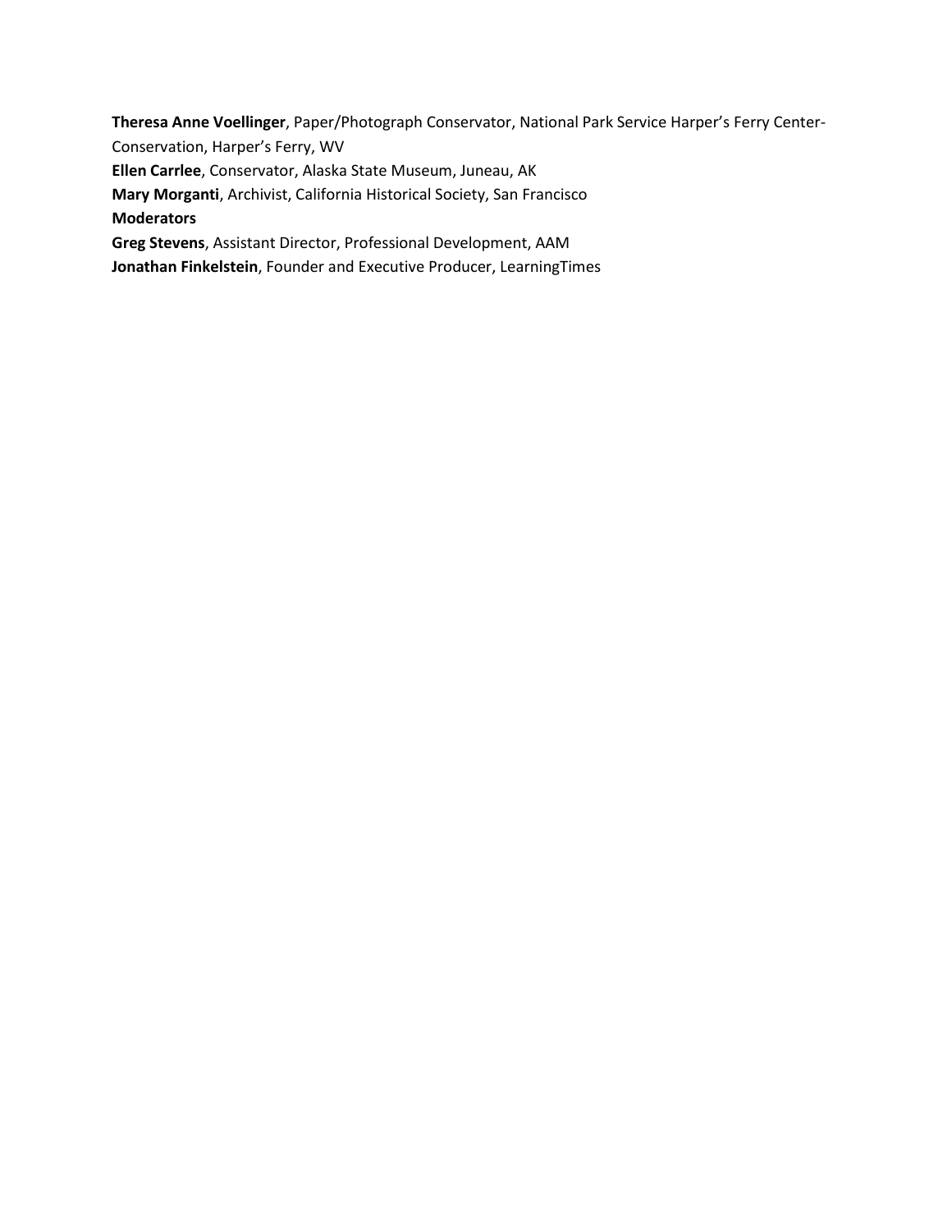**Theresa Anne Voellinger**, Paper/Photograph Conservator, National Park Service Harper's Ferry Center-Conservation, Harper's Ferry, WV

**Ellen Carrlee**, Conservator, Alaska State Museum, Juneau, AK

**Mary Morganti**, Archivist, California Historical Society, San Francisco

**Moderators**

**Greg Stevens**, Assistant Director, Professional Development, AAM

**Jonathan Finkelstein**, Founder and Executive Producer, LearningTimes